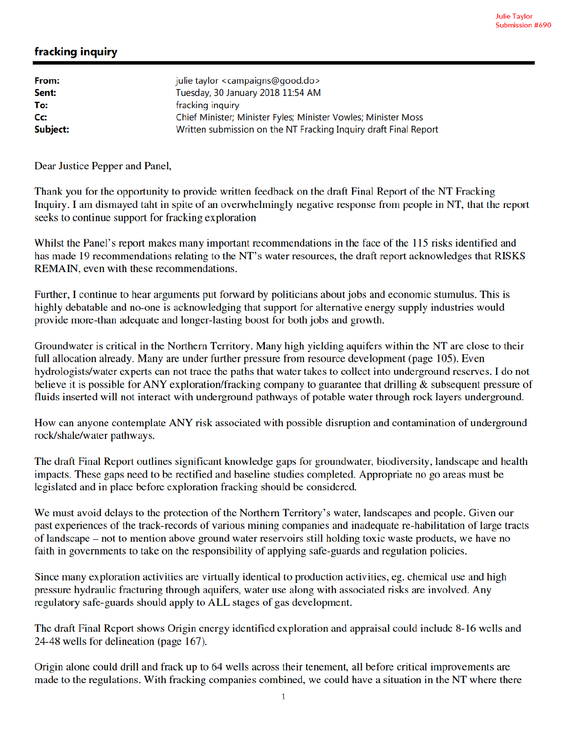Julie Taylor
Submission #690

# fracking inquiry

| | |
|---|---|
| **From:** | julie taylor <campaigns@good.do> |
| **Sent:** | Tuesday, 30 January 2018 11:54 AM |
| **To:** | fracking inquiry |
| **Cc:** | Chief Minister; Minister Fyles; Minister Vowles; Minister Moss |
| **Subject:** | Written submission on the NT Fracking Inquiry draft Final Report |

Dear Justice Pepper and Panel,

Thank you for the opportunity to provide written feedback on the draft Final Report of the NT Fracking Inquiry. I am dismayed taht in spite of an overwhelmingly negative response from people in NT, that the report seeks to continue support for fracking exploration

Whilst the Panel's report makes many important recommendations in the face of the 115 risks identified and has made 19 recommendations relating to the NT's water resources, the draft report acknowledges that RISKS REMAIN, even with these recommendations.

Further, I continue to hear arguments put forward by politicians about jobs and economic stumulus. This is highly debatable and no-one is acknowledging that support for alternative energy supply industries would provide more-than adequate and longer-lasting boost for both jobs and growth.

Groundwater is critical in the Northern Territory. Many high yielding aquifers within the NT are close to their full allocation already. Many are under further pressure from resource development (page 105). Even hydrologists/water experts can not trace the paths that water takes to collect into underground reserves. I do not believe it is possible for ANY exploration/fracking company to guarantee that drilling & subsequent pressure of fluids inserted will not interact with underground pathways of potable water through rock layers underground.

How can anyone contemplate ANY risk associated with possible disruption and contamination of underground rock/shale/water pathways.

The draft Final Report outlines significant knowledge gaps for groundwater, biodiversity, landscape and health impacts. These gaps need to be rectified and baseline studies completed. Appropriate no go areas must be legislated and in place before exploration fracking should be considered.

We must avoid delays to the protection of the Northern Territory's water, landscapes and people. Given our past experiences of the track-records of various mining companies and inadequate re-habilitation of large tracts of landscape – not to mention above ground water reservoirs still holding toxic waste products, we have no faith in governments to take on the responsibility of applying safe-guards and regulation policies.

Since many exploration activities are virtually identical to production activities, eg. chemical use and high pressure hydraulic fracturing through aquifers, water use along with associated risks are involved. Any regulatory safe-guards should apply to ALL stages of gas development.

The draft Final Report shows Origin energy identified exploration and appraisal could include 8-16 wells and 24-48 wells for delineation (page 167).

Origin alone could drill and frack up to 64 wells across their tenement, all before critical improvements are made to the regulations. With fracking companies combined, we could have a situation in the NT where there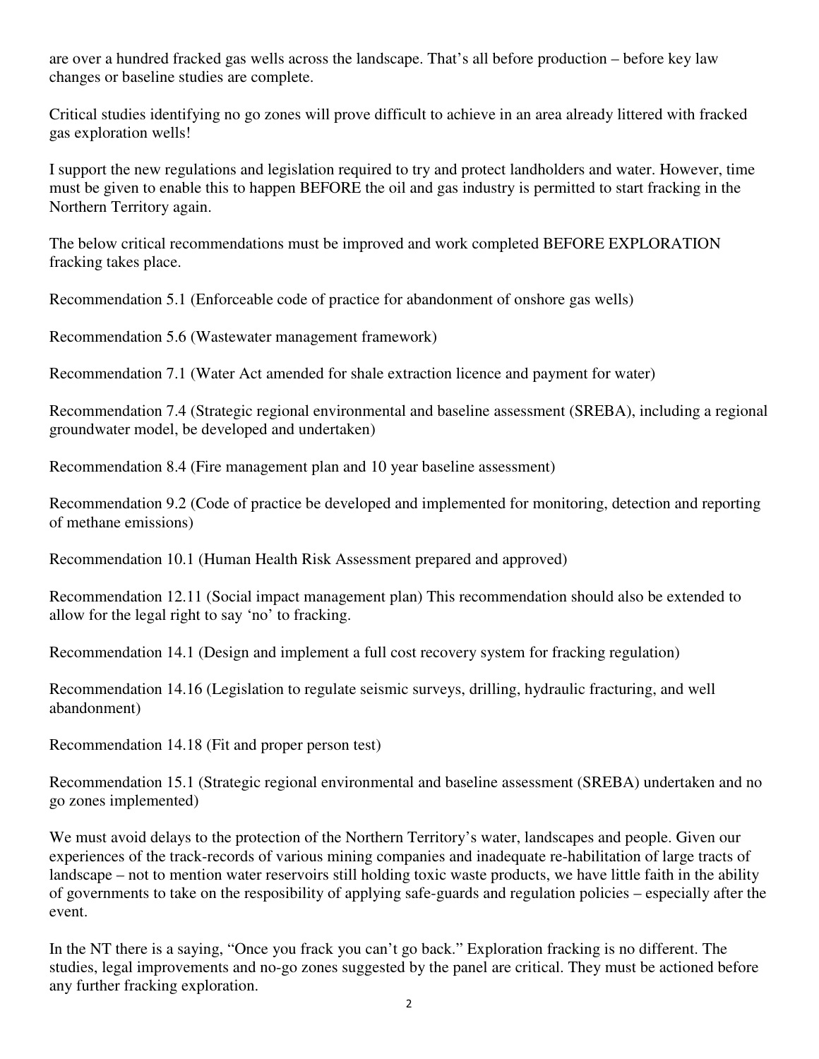are over a hundred fracked gas wells across the landscape. That's all before production – before key law changes or baseline studies are complete.

Critical studies identifying no go zones will prove difficult to achieve in an area already littered with fracked gas exploration wells!

I support the new regulations and legislation required to try and protect landholders and water. However, time must be given to enable this to happen BEFORE the oil and gas industry is permitted to start fracking in the Northern Territory again.

The below critical recommendations must be improved and work completed BEFORE EXPLORATION fracking takes place.

Recommendation 5.1 (Enforceable code of practice for abandonment of onshore gas wells)

Recommendation 5.6 (Wastewater management framework)

Recommendation 7.1 (Water Act amended for shale extraction licence and payment for water)

Recommendation 7.4 (Strategic regional environmental and baseline assessment (SREBA), including a regional groundwater model, be developed and undertaken)

Recommendation 8.4 (Fire management plan and 10 year baseline assessment)

Recommendation 9.2 (Code of practice be developed and implemented for monitoring, detection and reporting of methane emissions)

Recommendation 10.1 (Human Health Risk Assessment prepared and approved)

Recommendation 12.11 (Social impact management plan) This recommendation should also be extended to allow for the legal right to say 'no' to fracking.

Recommendation 14.1 (Design and implement a full cost recovery system for fracking regulation)

Recommendation 14.16 (Legislation to regulate seismic surveys, drilling, hydraulic fracturing, and well abandonment)

Recommendation 14.18 (Fit and proper person test)

Recommendation 15.1 (Strategic regional environmental and baseline assessment (SREBA) undertaken and no go zones implemented)

We must avoid delays to the protection of the Northern Territory's water, landscapes and people. Given our experiences of the track-records of various mining companies and inadequate re-habilitation of large tracts of landscape – not to mention water reservoirs still holding toxic waste products, we have little faith in the ability of governments to take on the resposibility of applying safe-guards and regulation policies – especially after the event.

In the NT there is a saying, "Once you frack you can't go back." Exploration fracking is no different. The studies, legal improvements and no-go zones suggested by the panel are critical. They must be actioned before any further fracking exploration.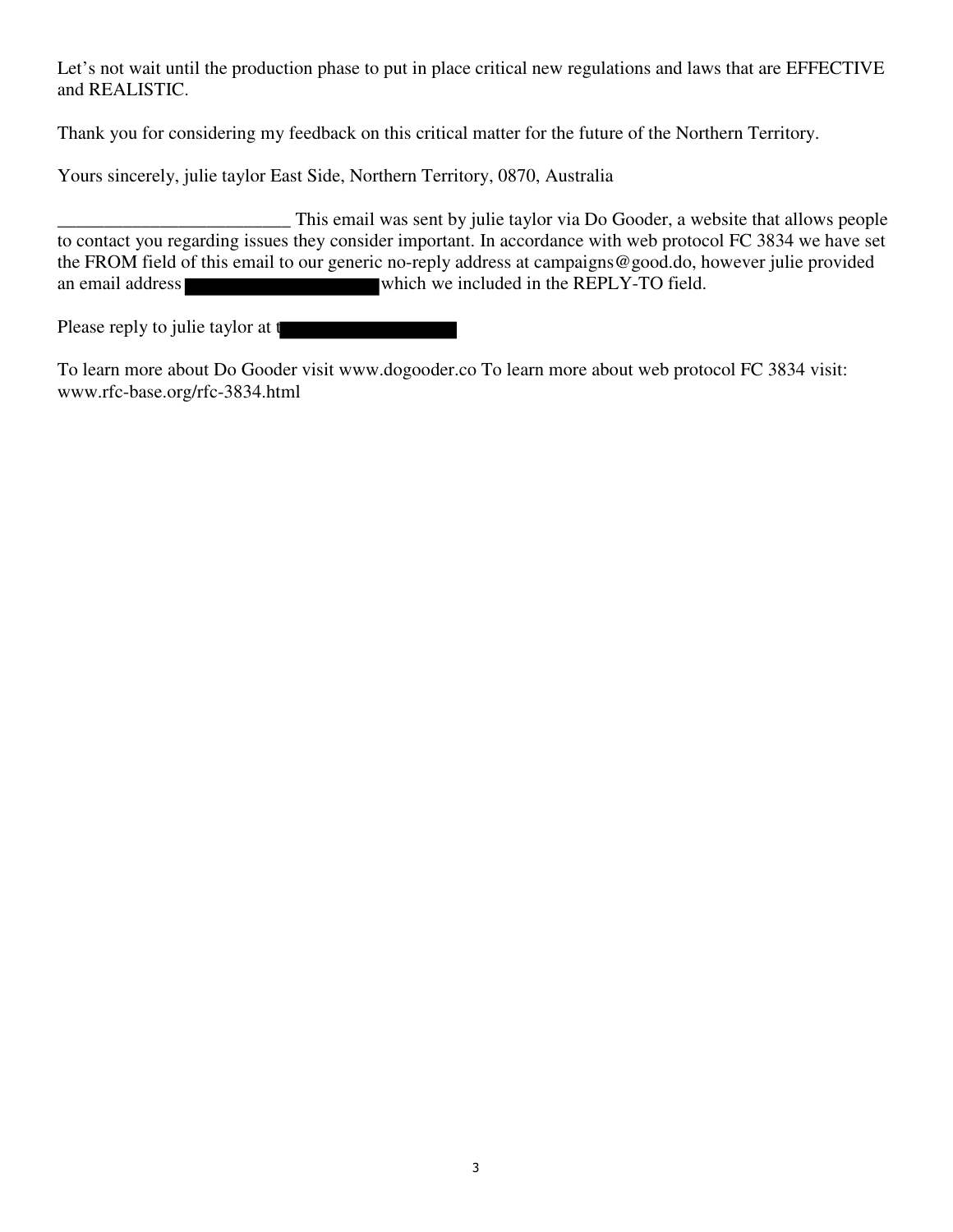Let's not wait until the production phase to put in place critical new regulations and laws that are EFFECTIVE and REALISTIC.

Thank you for considering my feedback on this critical matter for the future of the Northern Territory.

Yours sincerely, julie taylor East Side, Northern Territory, 0870, Australia

________________________ This email was sent by julie taylor via Do Gooder, a website that allows people to contact you regarding issues they consider important. In accordance with web protocol FC 3834 we have set the FROM field of this email to our generic no-reply address at campaigns@good.do, however julie provided an email address [REDACTED] which we included in the REPLY-TO field.

Please reply to julie taylor at t[REDACTED]

To learn more about Do Gooder visit www.dogooder.co To learn more about web protocol FC 3834 visit: www.rfc-base.org/rfc-3834.html